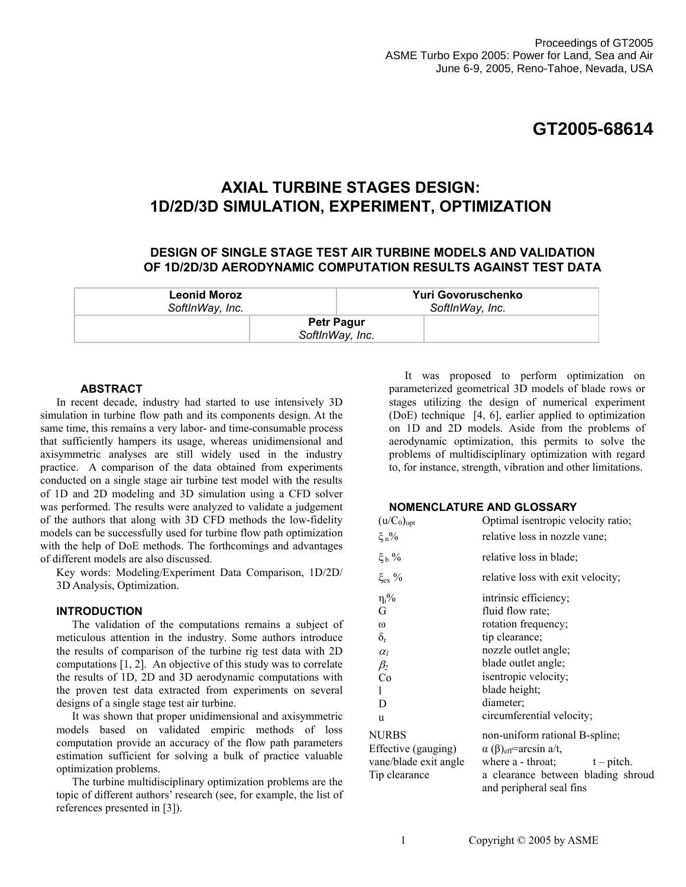Proceedings of GT2005
ASME Turbo Expo 2005: Power for Land, Sea and Air
June 6-9, 2005, Reno-Tahoe, Nevada, USA

# GT2005-68614

# AXIAL TURBINE STAGES DESIGN: 1D/2D/3D SIMULATION, EXPERIMENT, OPTIMIZATION

## DESIGN OF SINGLE STAGE TEST AIR TURBINE MODELS AND VALIDATION OF 1D/2D/3D AERODYNAMIC COMPUTATION RESULTS AGAINST TEST DATA

**Leonid Moroz**
*SoftInWay, Inc.*

**Yuri Govoruschenko**
*SoftInWay, Inc.*

**Petr Pagur**
*SoftInWay, Inc.*

### ABSTRACT

In recent decade, industry had started to use intensively 3D simulation in turbine flow path and its components design. At the same time, this remains a very labor- and time-consumable process that sufficiently hampers its usage, whereas unidimensional and axisymmetric analyses are still widely used in the industry practice. A comparison of the data obtained from experiments conducted on a single stage air turbine test model with the results of 1D and 2D modeling and 3D simulation using a CFD solver was performed. The results were analyzed to validate a judgement of the authors that along with 3D CFD methods the low-fidelity models can be successfully used for turbine flow path optimization with the help of DoE methods. The forthcomings and advantages of different models are also discussed.

Key words: Modeling/Experiment Data Comparison, 1D/2D/3D Analysis, Optimization.

### INTRODUCTION

The validation of the computations remains a subject of meticulous attention in the industry. Some authors introduce the results of comparison of the turbine rig test data with 2D computations [1, 2]. An objective of this study was to correlate the results of 1D, 2D and 3D aerodynamic computations with the proven test data extracted from experiments on several designs of a single stage test air turbine.

It was shown that proper unidimensional and axisymmetric models based on validated empiric methods of loss computation provide an accuracy of the flow path parameters estimation sufficient for solving a bulk of practice valuable optimization problems.

The turbine multidisciplinary optimization problems are the topic of different authors' research (see, for example, the list of references presented in [3]).

It was proposed to perform optimization on parameterized geometrical 3D models of blade rows or stages utilizing the design of numerical experiment (DoE) technique [4, 6], earlier applied to optimization on 1D and 2D models. Aside from the problems of aerodynamic optimization, this permits to solve the problems of multidisciplinary optimization with regard to, for instance, strength, vibration and other limitations.

### NOMENCLATURE AND GLOSSARY

| | |
|---|---|
| $(u/C_0)_{opt}$ | Optimal isentropic velocity ratio; |
| $\xi_n$% | relative loss in nozzle vane; |
| $\xi_b$ % | relative loss in blade; |
| $\xi_{ex}$ % | relative loss with exit velocity; |
| $\eta_i$% | intrinsic efficiency; |
| G | fluid flow rate; |
| ω | rotation frequency; |
| $\delta_r$ | tip clearance; |
| $\alpha_1$ | nozzle outlet angle; |
| $\beta_2$ | blade outlet angle; |
| Co | isentropic velocity; |
| l | blade height; |
| D | diameter; |
| u | circumferential velocity; |
| NURBS | non-uniform rational B-spline; |
| Effective (gauging) vane/blade exit angle | $\alpha$ $(\beta)_{eff}$=arcsin a/t, where a - throat; t – pitch. |
| Tip clearance | a clearance between blading shroud and peripheral seal fins |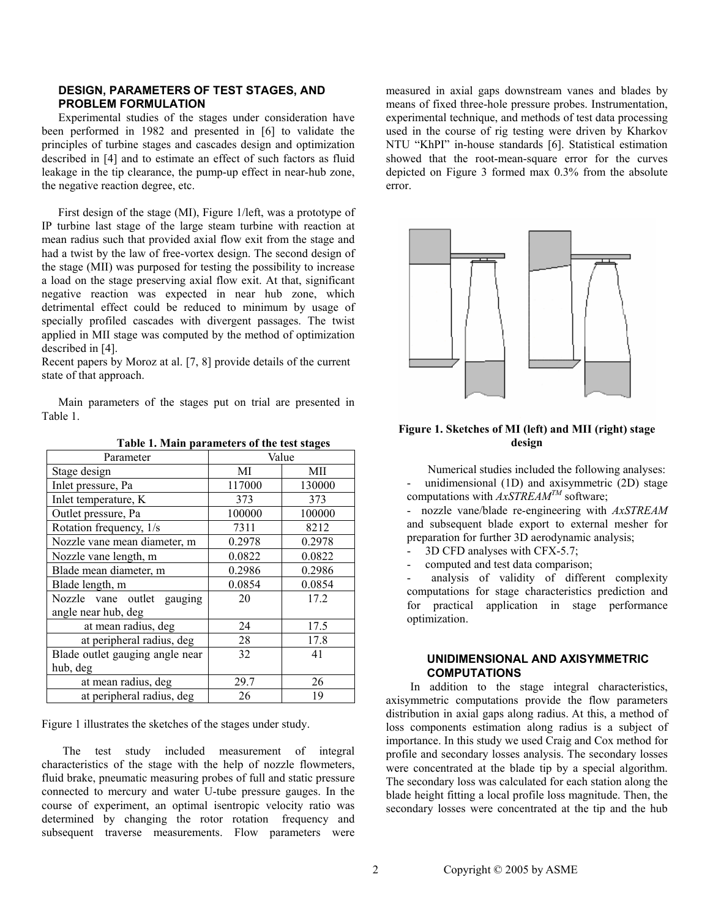## DESIGN, PARAMETERS OF TEST STAGES, AND PROBLEM FORMULATION

Experimental studies of the stages under consideration have been performed in 1982 and presented in [6] to validate the principles of turbine stages and cascades design and optimization described in [4] and to estimate an effect of such factors as fluid leakage in the tip clearance, the pump-up effect in near-hub zone, the negative reaction degree, etc.

First design of the stage (MI), Figure 1/left, was a prototype of IP turbine last stage of the large steam turbine with reaction at mean radius such that provided axial flow exit from the stage and had a twist by the law of free-vortex design. The second design of the stage (MII) was purposed for testing the possibility to increase a load on the stage preserving axial flow exit. At that, significant negative reaction was expected in near hub zone, which detrimental effect could be reduced to minimum by usage of specially profiled cascades with divergent passages. The twist applied in MII stage was computed by the method of optimization described in [4].
Recent papers by Moroz at al. [7, 8] provide details of the current state of that approach.

Main parameters of the stages put on trial are presented in Table 1.

**Table 1. Main parameters of the test stages**

| Parameter | Value | |
|---|---|---|
| Stage design | MI | MII |
| Inlet pressure, Pa | 117000 | 130000 |
| Inlet temperature, K | 373 | 373 |
| Outlet pressure, Pa | 100000 | 100000 |
| Rotation frequency, 1/s | 7311 | 8212 |
| Nozzle vane mean diameter, m | 0.2978 | 0.2978 |
| Nozzle vane length, m | 0.0822 | 0.0822 |
| Blade mean diameter, m | 0.2986 | 0.2986 |
| Blade length, m | 0.0854 | 0.0854 |
| Nozzle vane outlet gauging angle near hub, deg | 20 | 17.2 |
| at mean radius, deg | 24 | 17.5 |
| at peripheral radius, deg | 28 | 17.8 |
| Blade outlet gauging angle near hub, deg | 32 | 41 |
| at mean radius, deg | 29.7 | 26 |
| at peripheral radius, deg | 26 | 19 |

Figure 1 illustrates the sketches of the stages under study.

The test study included measurement of integral characteristics of the stage with the help of nozzle flowmeters, fluid brake, pneumatic measuring probes of full and static pressure connected to mercury and water U-tube pressure gauges. In the course of experiment, an optimal isentropic velocity ratio was determined by changing the rotor rotation frequency and subsequent traverse measurements. Flow parameters were measured in axial gaps downstream vanes and blades by means of fixed three-hole pressure probes. Instrumentation, experimental technique, and methods of test data processing used in the course of rig testing were driven by Kharkov NTU "KhPI" in-house standards [6]. Statistical estimation showed that the root-mean-square error for the curves depicted on Figure 3 formed max 0.3% from the absolute error.

**Figure 1. Sketches of MI (left) and MII (right) stage design**

Numerical studies included the following analyses:

- unidimensional (1D) and axisymmetric (2D) stage computations with *AxSTREAM*$^{TM}$ software;
- nozzle vane/blade re-engineering with *AxSTREAM* and subsequent blade export to external mesher for preparation for further 3D aerodynamic analysis;
- 3D CFD analyses with CFX-5.7;
- computed and test data comparison;
- analysis of validity of different complexity computations for stage characteristics prediction and for practical application in stage performance optimization.

## UNIDIMENSIONAL AND AXISYMMETRIC COMPUTATIONS

In addition to the stage integral characteristics, axisymmetric computations provide the flow parameters distribution in axial gaps along radius. At this, a method of loss components estimation along radius is a subject of importance. In this study we used Craig and Cox method for profile and secondary losses analysis. The secondary losses were concentrated at the blade tip by a special algorithm. The secondary loss was calculated for each station along the blade height fitting a local profile loss magnitude. Then, the secondary losses were concentrated at the tip and the hub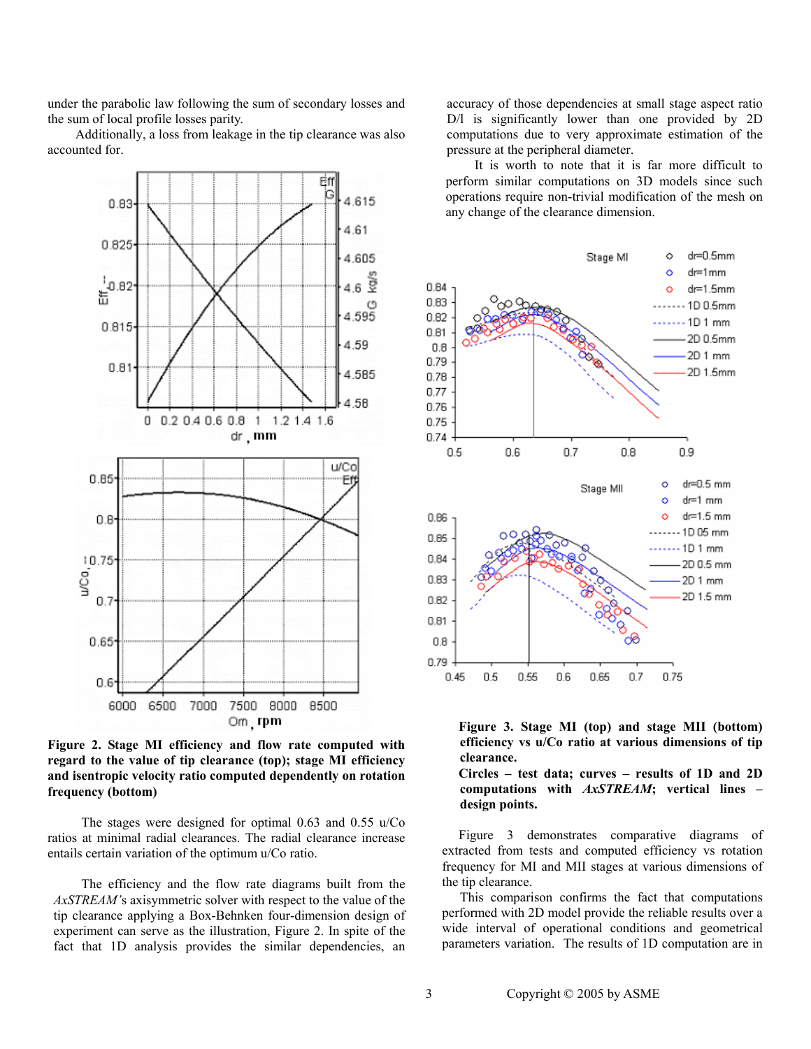under the parabolic law following the sum of secondary losses and the sum of local profile losses parity.

Additionally, a loss from leakage in the tip clearance was also accounted for.

**Figure 2. Stage MI efficiency and flow rate computed with regard to the value of tip clearance (top); stage MI efficiency and isentropic velocity ratio computed dependently on rotation frequency (bottom)**

The stages were designed for optimal 0.63 and 0.55 u/Co ratios at minimal radial clearances. The radial clearance increase entails certain variation of the optimum u/Co ratio.

The efficiency and the flow rate diagrams built from the *AxSTREAM'*s axisymmetric solver with respect to the value of the tip clearance applying a Box-Behnken four-dimension design of experiment can serve as the illustration, Figure 2. In spite of the fact that 1D analysis provides the similar dependencies, an accuracy of those dependencies at small stage aspect ratio D/l is significantly lower than one provided by 2D computations due to very approximate estimation of the pressure at the peripheral diameter.

It is worth to note that it is far more difficult to perform similar computations on 3D models since such operations require non-trivial modification of the mesh on any change of the clearance dimension.

**Figure 3. Stage MI (top) and stage MII (bottom) efficiency vs u/Co ratio at various dimensions of tip clearance.**
**Circles – test data; curves – results of 1D and 2D computations with *AxSTREAM*; vertical lines – design points.**

Figure 3 demonstrates comparative diagrams of extracted from tests and computed efficiency vs rotation frequency for MI and MII stages at various dimensions of the tip clearance.

This comparison confirms the fact that computations performed with 2D model provide the reliable results over a wide interval of operational conditions and geometrical parameters variation. The results of 1D computation are in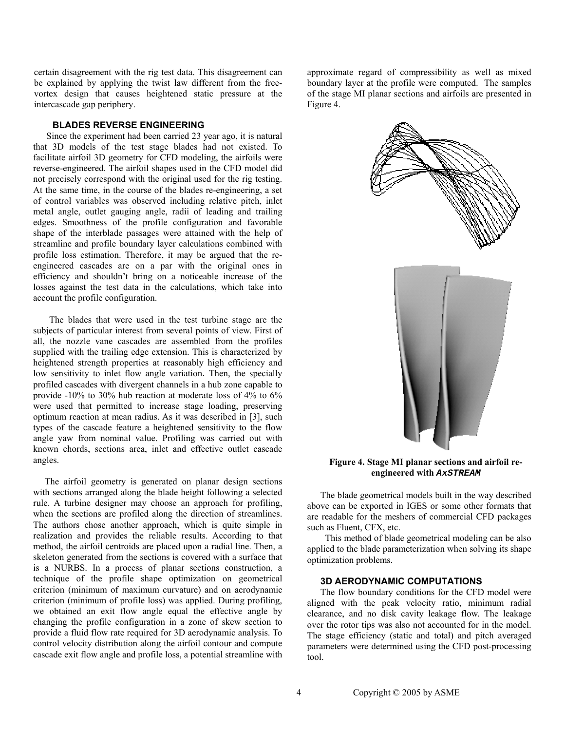certain disagreement with the rig test data. This disagreement can be explained by applying the twist law different from the free-vortex design that causes heightened static pressure at the intercascade gap periphery.

## BLADES REVERSE ENGINEERING

Since the experiment had been carried 23 year ago, it is natural that 3D models of the test stage blades had not existed. To facilitate airfoil 3D geometry for CFD modeling, the airfoils were reverse-engineered. The airfoil shapes used in the CFD model did not precisely correspond with the original used for the rig testing. At the same time, in the course of the blades re-engineering, a set of control variables was observed including relative pitch, inlet metal angle, outlet gauging angle, radii of leading and trailing edges. Smoothness of the profile configuration and favorable shape of the interblade passages were attained with the help of streamline and profile boundary layer calculations combined with profile loss estimation. Therefore, it may be argued that the re-engineered cascades are on a par with the original ones in efficiency and shouldn't bring on a noticeable increase of the losses against the test data in the calculations, which take into account the profile configuration.

The blades that were used in the test turbine stage are the subjects of particular interest from several points of view. First of all, the nozzle vane cascades are assembled from the profiles supplied with the trailing edge extension. This is characterized by heightened strength properties at reasonably high efficiency and low sensitivity to inlet flow angle variation. Then, the specially profiled cascades with divergent channels in a hub zone capable to provide -10% to 30% hub reaction at moderate loss of 4% to 6% were used that permitted to increase stage loading, preserving optimum reaction at mean radius. As it was described in [3], such types of the cascade feature a heightened sensitivity to the flow angle yaw from nominal value. Profiling was carried out with known chords, sections area, inlet and effective outlet cascade angles.

The airfoil geometry is generated on planar design sections with sections arranged along the blade height following a selected rule. A turbine designer may choose an approach for profiling, when the sections are profiled along the direction of streamlines. The authors chose another approach, which is quite simple in realization and provides the reliable results. According to that method, the airfoil centroids are placed upon a radial line. Then, a skeleton generated from the sections is covered with a surface that is a NURBS. In a process of planar sections construction, a technique of the profile shape optimization on geometrical criterion (minimum of maximum curvature) and on aerodynamic criterion (minimum of profile loss) was applied. During profiling, we obtained an exit flow angle equal the effective angle by changing the profile configuration in a zone of skew section to provide a fluid flow rate required for 3D aerodynamic analysis. To control velocity distribution along the airfoil contour and compute cascade exit flow angle and profile loss, a potential streamline with approximate regard of compressibility as well as mixed boundary layer at the profile were computed. The samples of the stage MI planar sections and airfoils are presented in Figure 4.

**Figure 4. Stage MI planar sections and airfoil re-engineered with *AxSTREAM***

The blade geometrical models built in the way described above can be exported in IGES or some other formats that are readable for the meshers of commercial CFD packages such as Fluent, CFX, etc.

This method of blade geometrical modeling can be also applied to the blade parameterization when solving its shape optimization problems.

## 3D AERODYNAMIC COMPUTATIONS

The flow boundary conditions for the CFD model were aligned with the peak velocity ratio, minimum radial clearance, and no disk cavity leakage flow. The leakage over the rotor tips was also not accounted for in the model. The stage efficiency (static and total) and pitch averaged parameters were determined using the CFD post-processing tool.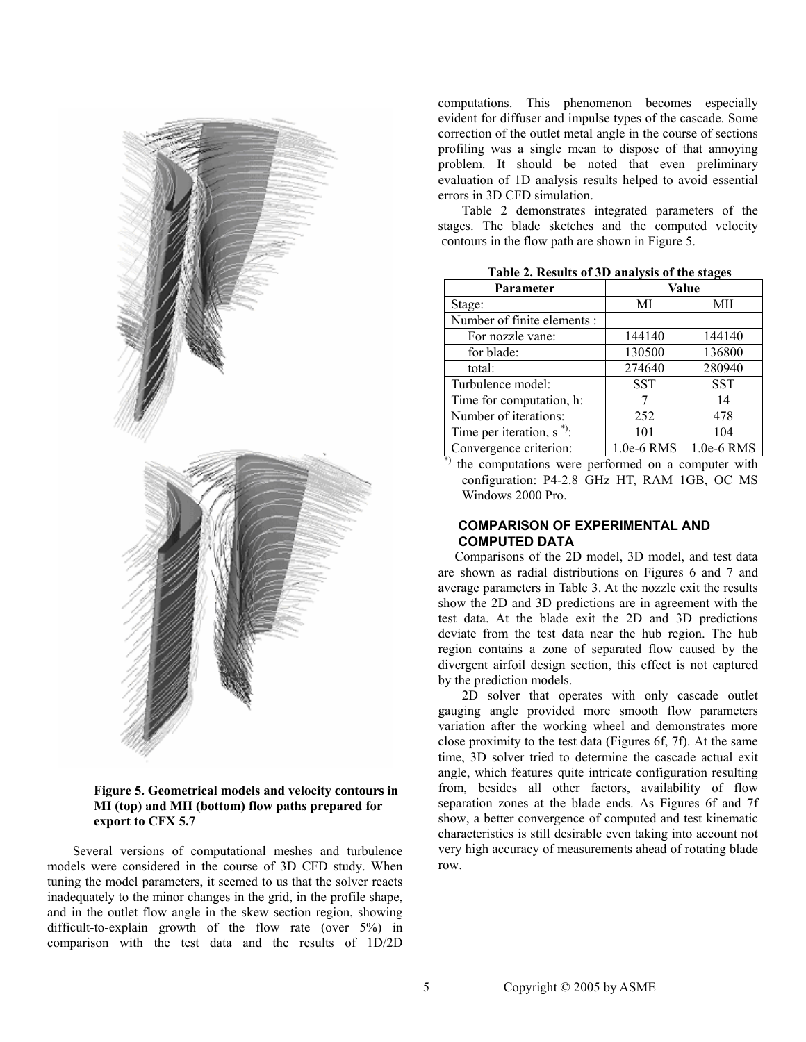Figure 5. Geometrical models and velocity contours in MI (top) and MII (bottom) flow paths prepared for export to CFX 5.7

Several versions of computational meshes and turbulence models were considered in the course of 3D CFD study. When tuning the model parameters, it seemed to us that the solver reacts inadequately to the minor changes in the grid, in the profile shape, and in the outlet flow angle in the skew section region, showing difficult-to-explain growth of the flow rate (over 5%) in comparison with the test data and the results of 1D/2D computations. This phenomenon becomes especially evident for diffuser and impulse types of the cascade. Some correction of the outlet metal angle in the course of sections profiling was a single mean to dispose of that annoying problem. It should be noted that even preliminary evaluation of 1D analysis results helped to avoid essential errors in 3D CFD simulation.

Table 2 demonstrates integrated parameters of the stages. The blade sketches and the computed velocity contours in the flow path are shown in Figure 5.

**Table 2. Results of 3D analysis of the stages**

| Parameter | Value | |
|---|---|---|
| Stage: | MI | MII |
| Number of finite elements : | | |
| For nozzle vane: | 144140 | 144140 |
| for blade: | 130500 | 136800 |
| total: | 274640 | 280940 |
| Turbulence model: | SST | SST |
| Time for computation, h: | 7 | 14 |
| Number of iterations: | 252 | 478 |
| Time per iteration, s [*)]: | 101 | 104 |
| Convergence criterion: | 1.0e-6 RMS | 1.0e-6 RMS |

[*)] the computations were performed on a computer with configuration: P4-2.8 GHz HT, RAM 1GB, OC MS Windows 2000 Pro.

## COMPARISON OF EXPERIMENTAL AND COMPUTED DATA

Comparisons of the 2D model, 3D model, and test data are shown as radial distributions on Figures 6 and 7 and average parameters in Table 3. At the nozzle exit the results show the 2D and 3D predictions are in agreement with the test data. At the blade exit the 2D and 3D predictions deviate from the test data near the hub region. The hub region contains a zone of separated flow caused by the divergent airfoil design section, this effect is not captured by the prediction models.

2D solver that operates with only cascade outlet gauging angle provided more smooth flow parameters variation after the working wheel and demonstrates more close proximity to the test data (Figures 6f, 7f). At the same time, 3D solver tried to determine the cascade actual exit angle, which features quite intricate configuration resulting from, besides all other factors, availability of flow separation zones at the blade ends. As Figures 6f and 7f show, a better convergence of computed and test kinematic characteristics is still desirable even taking into account not very high accuracy of measurements ahead of rotating blade row.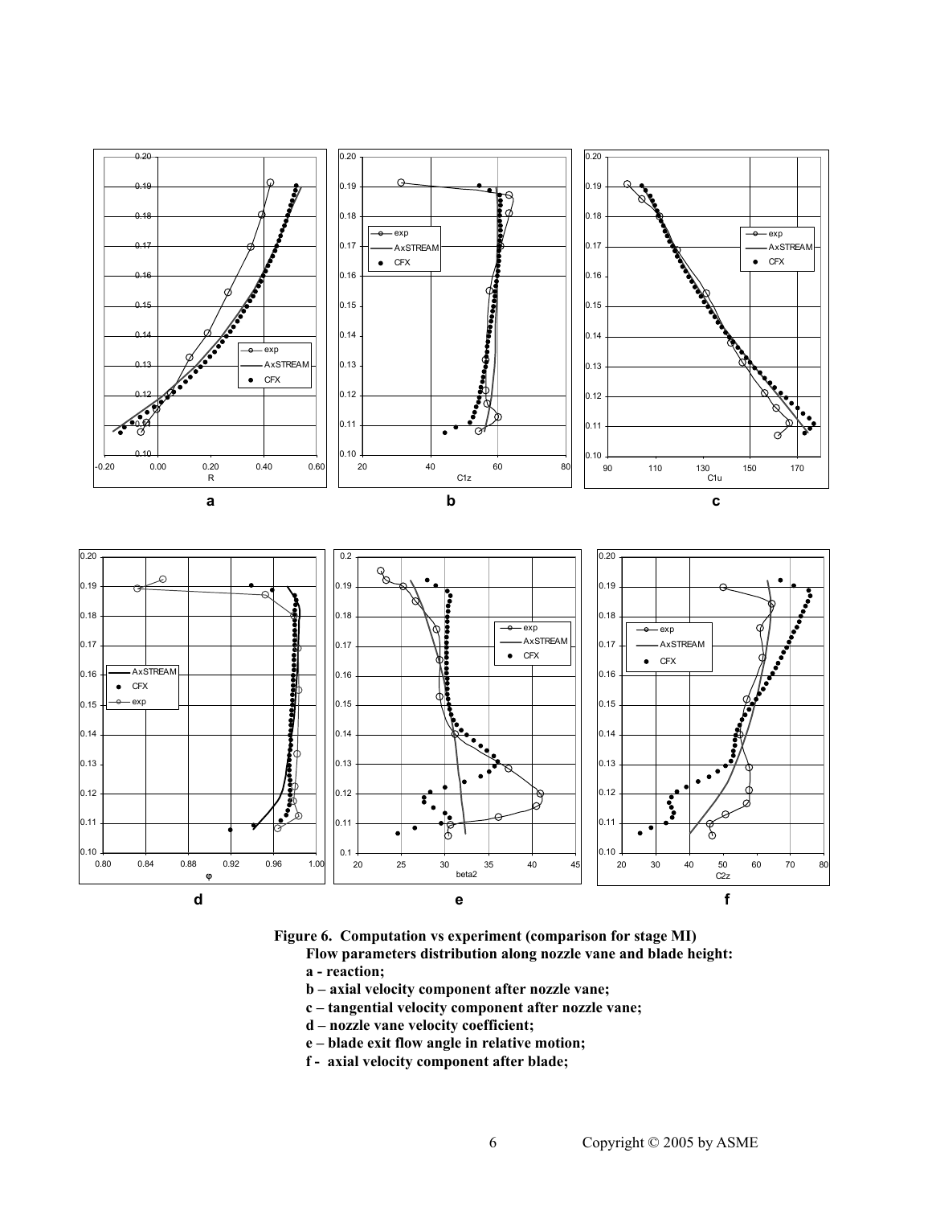**Figure 6. Computation vs experiment (comparison for stage MI)**

**Flow parameters distribution along nozzle vane and blade height:**

**a - reaction;**

**b – axial velocity component after nozzle vane;**

**c – tangential velocity component after nozzle vane;**

**d – nozzle vane velocity coefficient;**

**e – blade exit flow angle in relative motion;**

**f - axial velocity component after blade;**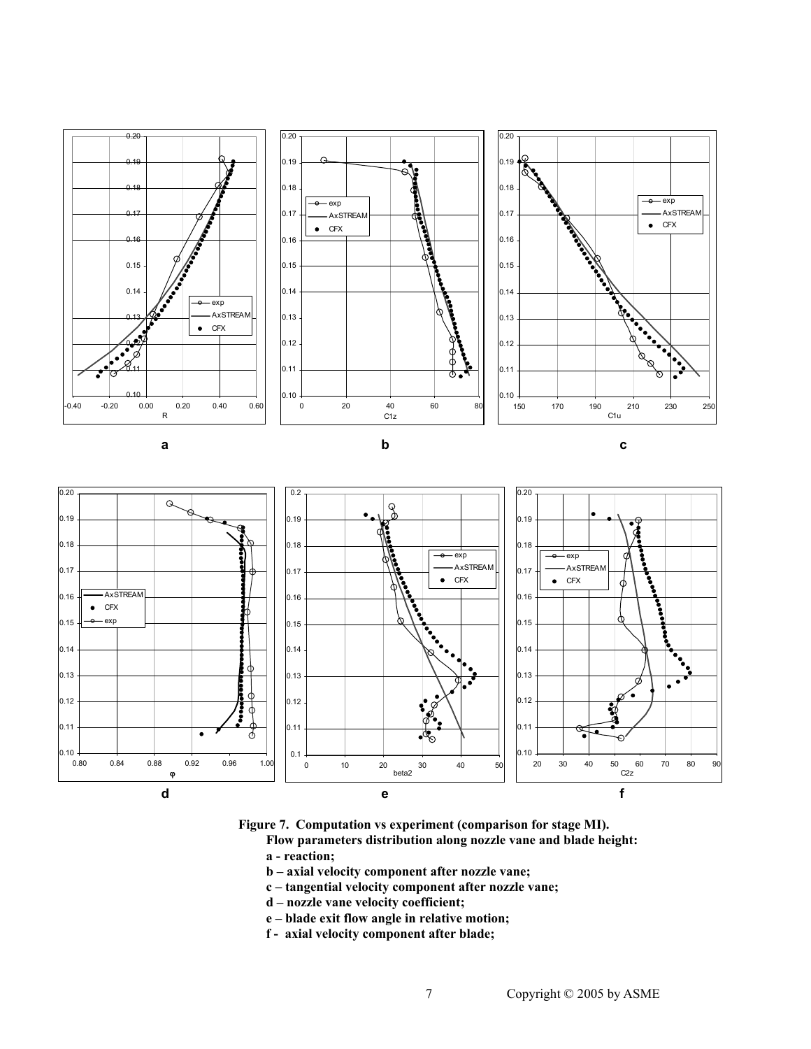**Figure 7. Computation vs experiment (comparison for stage MI).**

**Flow parameters distribution along nozzle vane and blade height:**

**a - reaction;**

**b – axial velocity component after nozzle vane;**

**c – tangential velocity component after nozzle vane;**

**d – nozzle vane velocity coefficient;**

**e – blade exit flow angle in relative motion;**

**f - axial velocity component after blade;**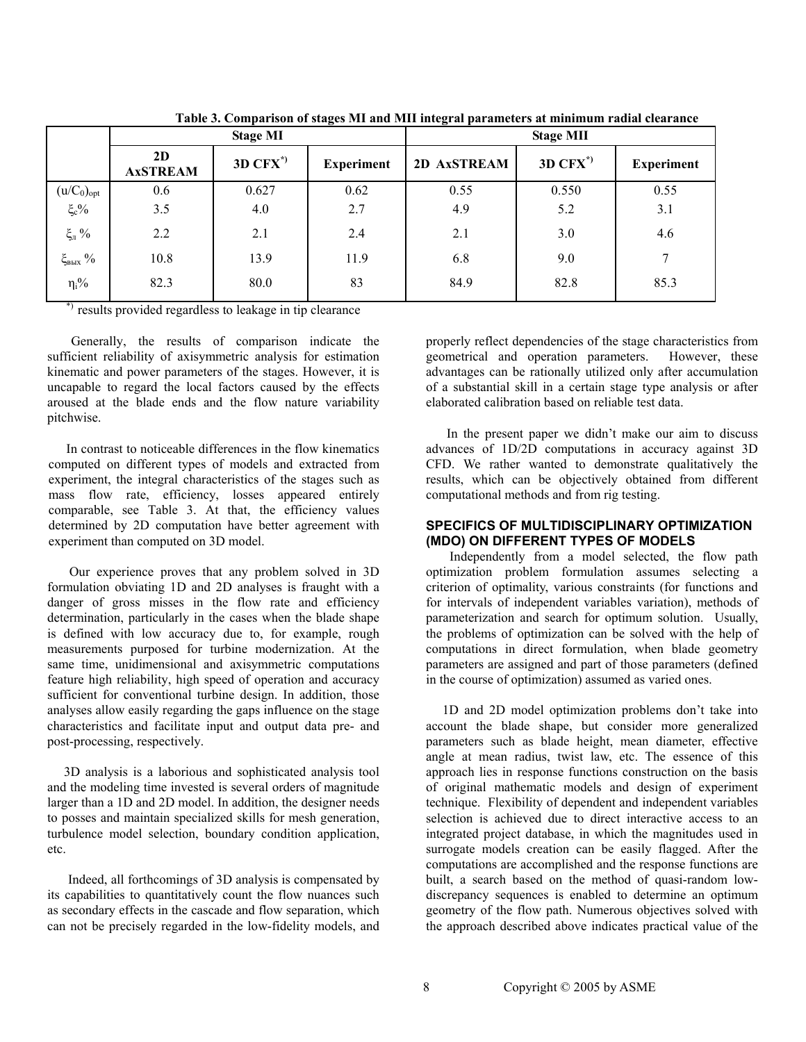**Table 3. Comparison of stages MI and MII integral parameters at minimum radial clearance**

| | Stage MI | | | Stage MII | | |
|---|---|---|---|---|---|---|
| | 2D AxSTREAM | 3D CFX[*)] | Experiment | 2D AxSTREAM | 3D CFX[*)] | Experiment |
| $(u/C_0)_{opt}$ | 0.6 | 0.627 | 0.62 | 0.55 | 0.550 | 0.55 |
| $\xi_c$% | 3.5 | 4.0 | 2.7 | 4.9 | 5.2 | 3.1 |
| $\xi_л$ % | 2.2 | 2.1 | 2.4 | 2.1 | 3.0 | 4.6 |
| $\xi_{вых}$ % | 10.8 | 13.9 | 11.9 | 6.8 | 9.0 | 7 |
| $\eta_i$% | 82.3 | 80.0 | 83 | 84.9 | 82.8 | 85.3 |

[*)] results provided regardless to leakage in tip clearance

Generally, the results of comparison indicate the sufficient reliability of axisymmetric analysis for estimation kinematic and power parameters of the stages. However, it is uncapable to regard the local factors caused by the effects aroused at the blade ends and the flow nature variability pitchwise.

In contrast to noticeable differences in the flow kinematics computed on different types of models and extracted from experiment, the integral characteristics of the stages such as mass flow rate, efficiency, losses appeared entirely comparable, see Table 3. At that, the efficiency values determined by 2D computation have better agreement with experiment than computed on 3D model.

Our experience proves that any problem solved in 3D formulation obviating 1D and 2D analyses is fraught with a danger of gross misses in the flow rate and efficiency determination, particularly in the cases when the blade shape is defined with low accuracy due to, for example, rough measurements purposed for turbine modernization. At the same time, unidimensional and axisymmetric computations feature high reliability, high speed of operation and accuracy sufficient for conventional turbine design. In addition, those analyses allow easily regarding the gaps influence on the stage characteristics and facilitate input and output data pre- and post-processing, respectively.

3D analysis is a laborious and sophisticated analysis tool and the modeling time invested is several orders of magnitude larger than a 1D and 2D model. In addition, the designer needs to posses and maintain specialized skills for mesh generation, turbulence model selection, boundary condition application, etc.

Indeed, all forthcomings of 3D analysis is compensated by its capabilities to quantitatively count the flow nuances such as secondary effects in the cascade and flow separation, which can not be precisely regarded in the low-fidelity models, and properly reflect dependencies of the stage characteristics from geometrical and operation parameters. However, these advantages can be rationally utilized only after accumulation of a substantial skill in a certain stage type analysis or after elaborated calibration based on reliable test data.

In the present paper we didn't make our aim to discuss advances of 1D/2D computations in accuracy against 3D CFD. We rather wanted to demonstrate qualitatively the results, which can be objectively obtained from different computational methods and from rig testing.

## SPECIFICS OF MULTIDISCIPLINARY OPTIMIZATION (MDO) ON DIFFERENT TYPES OF MODELS

Independently from a model selected, the flow path optimization problem formulation assumes selecting a criterion of optimality, various constraints (for functions and for intervals of independent variables variation), methods of parameterization and search for optimum solution. Usually, the problems of optimization can be solved with the help of computations in direct formulation, when blade geometry parameters are assigned and part of those parameters (defined in the course of optimization) assumed as varied ones.

1D and 2D model optimization problems don't take into account the blade shape, but consider more generalized parameters such as blade height, mean diameter, effective angle at mean radius, twist law, etc. The essence of this approach lies in response functions construction on the basis of original mathematic models and design of experiment technique. Flexibility of dependent and independent variables selection is achieved due to direct interactive access to an integrated project database, in which the magnitudes used in surrogate models creation can be easily flagged. After the computations are accomplished and the response functions are built, a search based on the method of quasi-random low-discrepancy sequences is enabled to determine an optimum geometry of the flow path. Numerous objectives solved with the approach described above indicates practical value of the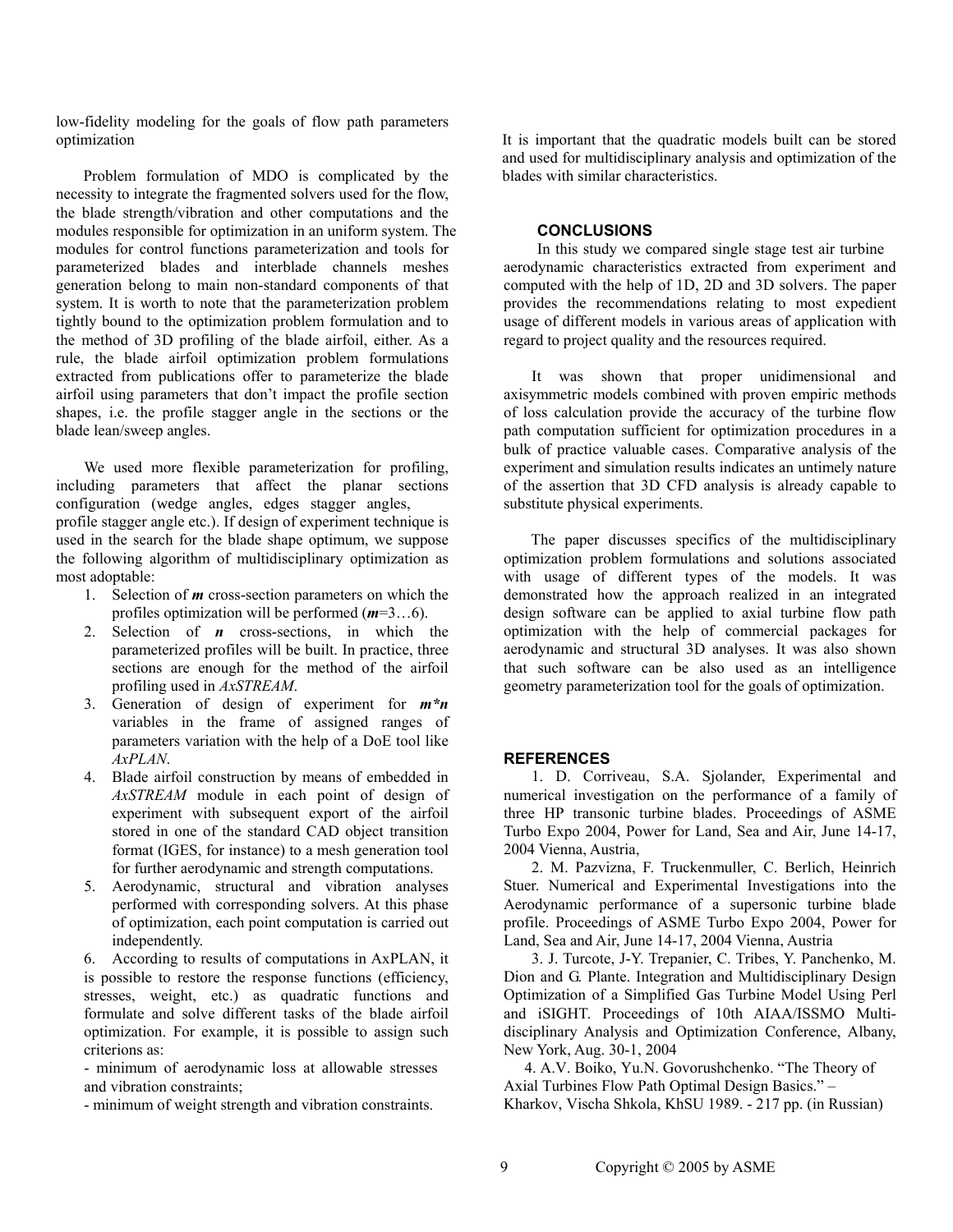low-fidelity modeling for the goals of flow path parameters optimization

Problem formulation of MDO is complicated by the necessity to integrate the fragmented solvers used for the flow, the blade strength/vibration and other computations and the modules responsible for optimization in an uniform system. The modules for control functions parameterization and tools for parameterized blades and interblade channels meshes generation belong to main non-standard components of that system. It is worth to note that the parameterization problem tightly bound to the optimization problem formulation and to the method of 3D profiling of the blade airfoil, either. As a rule, the blade airfoil optimization problem formulations extracted from publications offer to parameterize the blade airfoil using parameters that don't impact the profile section shapes, i.e. the profile stagger angle in the sections or the blade lean/sweep angles.

We used more flexible parameterization for profiling, including parameters that affect the planar sections configuration (wedge angles, edges stagger angles, profile stagger angle etc.). If design of experiment technique is used in the search for the blade shape optimum, we suppose the following algorithm of multidisciplinary optimization as most adoptable:

1. Selection of ***m*** cross-section parameters on which the profiles optimization will be performed (***m***=3…6).
2. Selection of ***n*** cross-sections, in which the parameterized profiles will be built. In practice, three sections are enough for the method of the airfoil profiling used in *AxSTREAM*.
3. Generation of design of experiment for ***m\*n*** variables in the frame of assigned ranges of parameters variation with the help of a DoE tool like *AxPLAN*.
4. Blade airfoil construction by means of embedded in *AxSTREAM* module in each point of design of experiment with subsequent export of the airfoil stored in one of the standard CAD object transition format (IGES, for instance) to a mesh generation tool for further aerodynamic and strength computations.
5. Aerodynamic, structural and vibration analyses performed with corresponding solvers. At this phase of optimization, each point computation is carried out independently.
6. According to results of computations in AxPLAN, it is possible to restore the response functions (efficiency, stresses, weight, etc.) as quadratic functions and formulate and solve different tasks of the blade airfoil optimization. For example, it is possible to assign such criterions as:

- minimum of aerodynamic loss at allowable stresses and vibration constraints;
- minimum of weight strength and vibration constraints.

It is important that the quadratic models built can be stored and used for multidisciplinary analysis and optimization of the blades with similar characteristics.

## CONCLUSIONS

In this study we compared single stage test air turbine aerodynamic characteristics extracted from experiment and computed with the help of 1D, 2D and 3D solvers. The paper provides the recommendations relating to most expedient usage of different models in various areas of application with regard to project quality and the resources required.

It was shown that proper unidimensional and axisymmetric models combined with proven empiric methods of loss calculation provide the accuracy of the turbine flow path computation sufficient for optimization procedures in a bulk of practice valuable cases. Comparative analysis of the experiment and simulation results indicates an untimely nature of the assertion that 3D CFD analysis is already capable to substitute physical experiments.

The paper discusses specifics of the multidisciplinary optimization problem formulations and solutions associated with usage of different types of the models. It was demonstrated how the approach realized in an integrated design software can be applied to axial turbine flow path optimization with the help of commercial packages for aerodynamic and structural 3D analyses. It was also shown that such software can be also used as an intelligence geometry parameterization tool for the goals of optimization.

## REFERENCES

1. D. Corriveau, S.A. Sjolander, Experimental and numerical investigation on the performance of a family of three HP transonic turbine blades. Proceedings of ASME Turbo Expo 2004, Power for Land, Sea and Air, June 14-17, 2004 Vienna, Austria,

2. M. Pazvizna, F. Truckenmuller, C. Berlich, Heinrich Stuer. Numerical and Experimental Investigations into the Aerodynamic performance of a supersonic turbine blade profile. Proceedings of ASME Turbo Expo 2004, Power for Land, Sea and Air, June 14-17, 2004 Vienna, Austria

3. J. Turcote, J-Y. Trepanier, C. Tribes, Y. Panchenko, M. Dion and G. Plante. Integration and Multidisciplinary Design Optimization of a Simplified Gas Turbine Model Using Perl and iSIGHT. Proceedings of 10th AIAA/ISSMO Multi-disciplinary Analysis and Optimization Conference, Albany, New York, Aug. 30-1, 2004

4. A.V. Boiko, Yu.N. Govorushchenko. "The Theory of Axial Turbines Flow Path Optimal Design Basics." – Kharkov, Vischa Shkola, KhSU 1989. - 217 pp. (in Russian)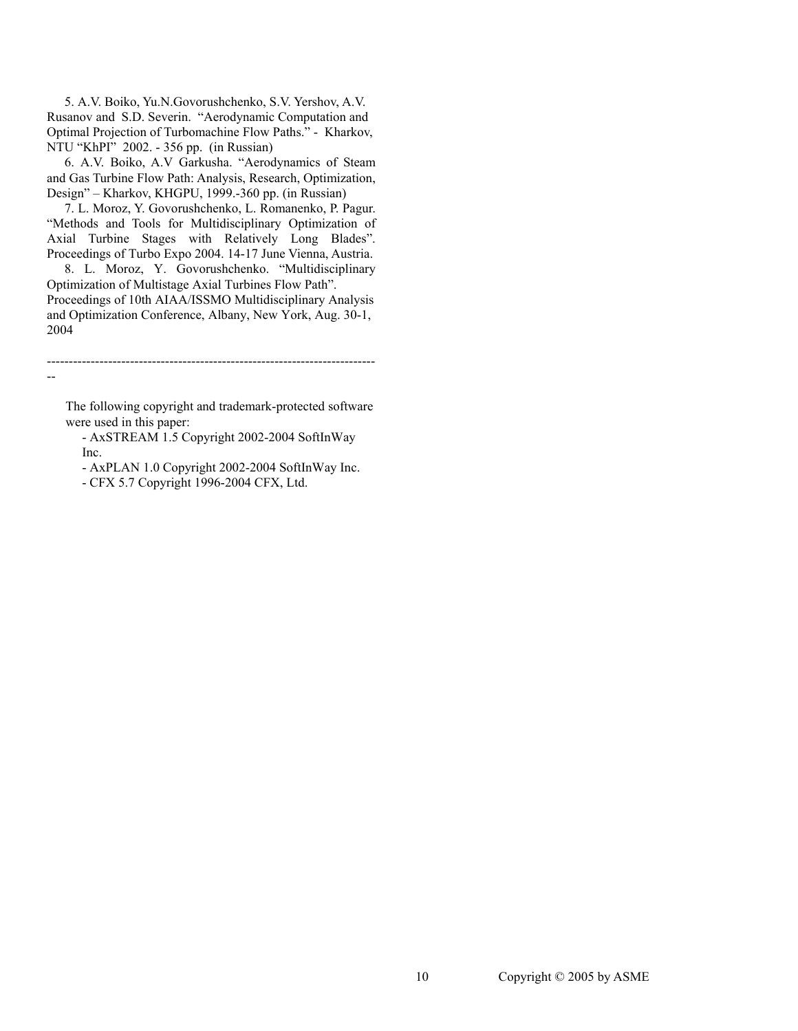5. A.V. Boiko, Yu.N.Govorushchenko, S.V. Yershov, A.V. Rusanov and S.D. Severin. "Aerodynamic Computation and Optimal Projection of Turbomachine Flow Paths." - Kharkov, NTU "KhPI" 2002. - 356 pp. (in Russian)

6. A.V. Boiko, A.V Garkusha. "Aerodynamics of Steam and Gas Turbine Flow Path: Analysis, Research, Optimization, Design" – Kharkov, KHGPU, 1999.-360 pp. (in Russian)

7. L. Moroz, Y. Govorushchenko, L. Romanenko, P. Pagur. "Methods and Tools for Multidisciplinary Optimization of Axial Turbine Stages with Relatively Long Blades". Proceedings of Turbo Expo 2004. 14-17 June Vienna, Austria.

8. L. Moroz, Y. Govorushchenko. "Multidisciplinary Optimization of Multistage Axial Turbines Flow Path". Proceedings of 10th AIAA/ISSMO Multidisciplinary Analysis and Optimization Conference, Albany, New York, Aug. 30-1, 2004

---

The following copyright and trademark-protected software were used in this paper:

- AxSTREAM 1.5 Copyright 2002-2004 SoftInWay Inc.
- AxPLAN 1.0 Copyright 2002-2004 SoftInWay Inc.
- CFX 5.7 Copyright 1996-2004 CFX, Ltd.